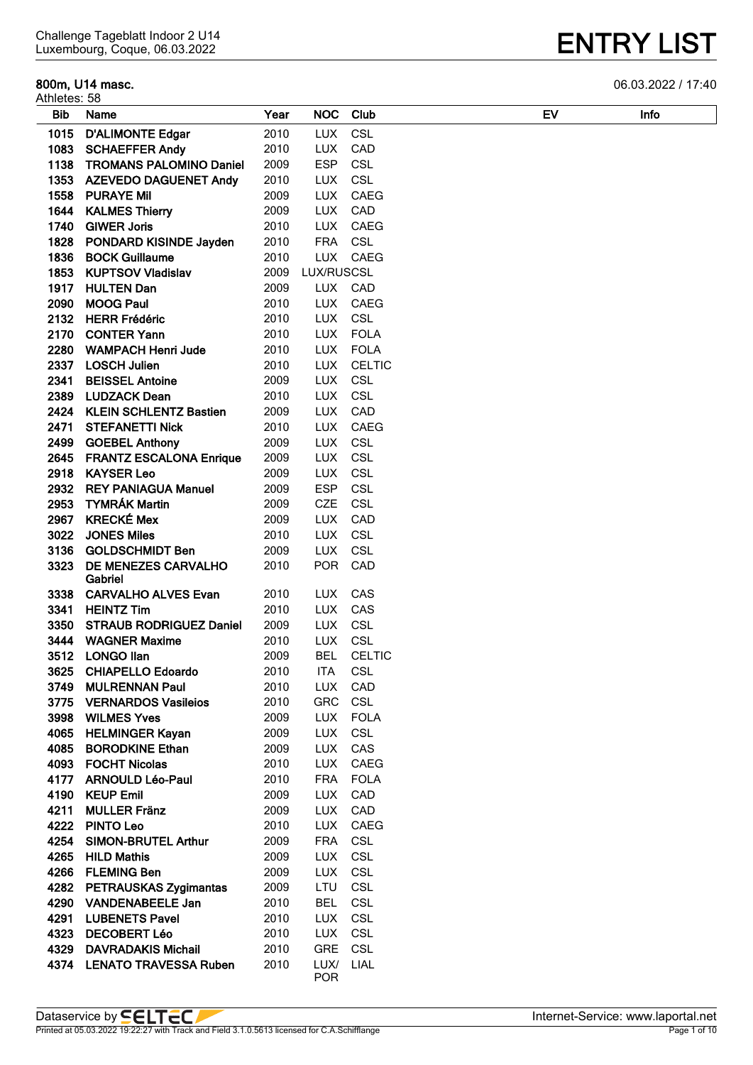Challenge Tageblatt Indoor 2 U14
Luxembourg, Coque, 06.03.2022

# ENTRY LIST

**800m, U14 masc.** 06.03.2022 / 17:40

Athletes: 58

| Bib | Name | Year | NOC | Club | EV | Info |
|---|---|---|---|---|---|---|
| 1015 | D'ALIMONTE Edgar | 2010 | LUX | CSL | | |
| 1083 | SCHAEFFER Andy | 2010 | LUX | CAD | | |
| 1138 | TROMANS PALOMINO Daniel | 2009 | ESP | CSL | | |
| 1353 | AZEVEDO DAGUENET Andy | 2010 | LUX | CSL | | |
| 1558 | PURAYE Mil | 2009 | LUX | CAEG | | |
| 1644 | KALMES Thierry | 2009 | LUX | CAD | | |
| 1740 | GIWER Joris | 2010 | LUX | CAEG | | |
| 1828 | PONDARD KISINDE Jayden | 2010 | FRA | CSL | | |
| 1836 | BOCK Guillaume | 2010 | LUX | CAEG | | |
| 1853 | KUPTSOV Vladislav | 2009 | LUX/RUS | CSL | | |
| 1917 | HULTEN Dan | 2009 | LUX | CAD | | |
| 2090 | MOOG Paul | 2010 | LUX | CAEG | | |
| 2132 | HERR Frédéric | 2010 | LUX | CSL | | |
| 2170 | CONTER Yann | 2010 | LUX | FOLA | | |
| 2280 | WAMPACH Henri Jude | 2010 | LUX | FOLA | | |
| 2337 | LOSCH Julien | 2010 | LUX | CELTIC | | |
| 2341 | BEISSEL Antoine | 2009 | LUX | CSL | | |
| 2389 | LUDZACK Dean | 2010 | LUX | CSL | | |
| 2424 | KLEIN SCHLENTZ Bastien | 2009 | LUX | CAD | | |
| 2471 | STEFANETTI Nick | 2010 | LUX | CAEG | | |
| 2499 | GOEBEL Anthony | 2009 | LUX | CSL | | |
| 2645 | FRANTZ ESCALONA Enrique | 2009 | LUX | CSL | | |
| 2918 | KAYSER Leo | 2009 | LUX | CSL | | |
| 2932 | REY PANIAGUA Manuel | 2009 | ESP | CSL | | |
| 2953 | TYMRÁK Martin | 2009 | CZE | CSL | | |
| 2967 | KRECKÉ Mex | 2009 | LUX | CAD | | |
| 3022 | JONES Miles | 2010 | LUX | CSL | | |
| 3136 | GOLDSCHMIDT Ben | 2009 | LUX | CSL | | |
| 3323 | DE MENEZES CARVALHO Gabriel | 2010 | POR | CAD | | |
| 3338 | CARVALHO ALVES Evan | 2010 | LUX | CAS | | |
| 3341 | HEINTZ Tim | 2010 | LUX | CAS | | |
| 3350 | STRAUB RODRIGUEZ Daniel | 2009 | LUX | CSL | | |
| 3444 | WAGNER Maxime | 2010 | LUX | CSL | | |
| 3512 | LONGO Ilan | 2009 | BEL | CELTIC | | |
| 3625 | CHIAPELLO Edoardo | 2010 | ITA | CSL | | |
| 3749 | MULRENNAN Paul | 2010 | LUX | CAD | | |
| 3775 | VERNARDOS Vasileios | 2010 | GRC | CSL | | |
| 3998 | WILMES Yves | 2009 | LUX | FOLA | | |
| 4065 | HELMINGER Kayan | 2009 | LUX | CSL | | |
| 4085 | BORODKINE Ethan | 2009 | LUX | CAS | | |
| 4093 | FOCHT Nicolas | 2010 | LUX | CAEG | | |
| 4177 | ARNOULD Léo-Paul | 2010 | FRA | FOLA | | |
| 4190 | KEUP Emil | 2009 | LUX | CAD | | |
| 4211 | MULLER Fränz | 2009 | LUX | CAD | | |
| 4222 | PINTO Leo | 2010 | LUX | CAEG | | |
| 4254 | SIMON-BRUTEL Arthur | 2009 | FRA | CSL | | |
| 4265 | HILD Mathis | 2009 | LUX | CSL | | |
| 4266 | FLEMING Ben | 2009 | LUX | CSL | | |
| 4282 | PETRAUSKAS Zygimantas | 2009 | LTU | CSL | | |
| 4290 | VANDENABEELE Jan | 2010 | BEL | CSL | | |
| 4291 | LUBENETS Pavel | 2010 | LUX | CSL | | |
| 4323 | DECOBERT Léo | 2010 | LUX | CSL | | |
| 4329 | DAVRADAKIS Michail | 2010 | GRE | CSL | | |
| 4374 | LENATO TRAVESSA Ruben | 2010 | LUX/POR | LIAL | | |

Dataservice by SELTEC — Internet-Service: www.laportal.net

Printed at 05.03.2022 19:22:27 with Track and Field 3.1.0.5613 licensed for C.A.Schifflange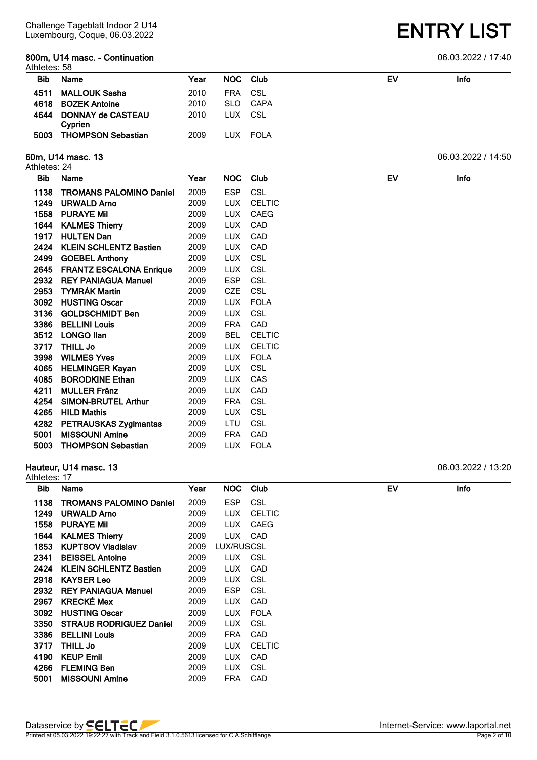## 800m, U14 masc. - Continuation

06.03.2022 / 17:40

Athletes: 58

| Bib | Name | Year | NOC | Club | EV | Info |
|---|---|---|---|---|---|---|
| 4511 | MALLOUK Sasha | 2010 | FRA | CSL | | |
| 4618 | BOZEK Antoine | 2010 | SLO | CAPA | | |
| 4644 | DONNAY de CASTEAU Cyprien | 2010 | LUX | CSL | | |
| 5003 | THOMPSON Sebastian | 2009 | LUX | FOLA | | |

## 60m, U14 masc. 13

06.03.2022 / 14:50

Athletes: 24

| Bib | Name | Year | NOC | Club | EV | Info |
|---|---|---|---|---|---|---|
| 1138 | TROMANS PALOMINO Daniel | 2009 | ESP | CSL | | |
| 1249 | URWALD Arno | 2009 | LUX | CELTIC | | |
| 1558 | PURAYE Mil | 2009 | LUX | CAEG | | |
| 1644 | KALMES Thierry | 2009 | LUX | CAD | | |
| 1917 | HULTEN Dan | 2009 | LUX | CAD | | |
| 2424 | KLEIN SCHLENTZ Bastien | 2009 | LUX | CAD | | |
| 2499 | GOEBEL Anthony | 2009 | LUX | CSL | | |
| 2645 | FRANTZ ESCALONA Enrique | 2009 | LUX | CSL | | |
| 2932 | REY PANIAGUA Manuel | 2009 | ESP | CSL | | |
| 2953 | TYMRÁK Martin | 2009 | CZE | CSL | | |
| 3092 | HUSTING Oscar | 2009 | LUX | FOLA | | |
| 3136 | GOLDSCHMIDT Ben | 2009 | LUX | CSL | | |
| 3386 | BELLINI Louis | 2009 | FRA | CAD | | |
| 3512 | LONGO Ilan | 2009 | BEL | CELTIC | | |
| 3717 | THILL Jo | 2009 | LUX | CELTIC | | |
| 3998 | WILMES Yves | 2009 | LUX | FOLA | | |
| 4065 | HELMINGER Kayan | 2009 | LUX | CSL | | |
| 4085 | BORODKINE Ethan | 2009 | LUX | CAS | | |
| 4211 | MULLER Fränz | 2009 | LUX | CAD | | |
| 4254 | SIMON-BRUTEL Arthur | 2009 | FRA | CSL | | |
| 4265 | HILD Mathis | 2009 | LUX | CSL | | |
| 4282 | PETRAUSKAS Zygimantas | 2009 | LTU | CSL | | |
| 5001 | MISSOUNI Amine | 2009 | FRA | CAD | | |
| 5003 | THOMPSON Sebastian | 2009 | LUX | FOLA | | |

## Hauteur, U14 masc. 13

06.03.2022 / 13:20

Athletes: 17

| Bib | Name | Year | NOC | Club | EV | Info |
|---|---|---|---|---|---|---|
| 1138 | TROMANS PALOMINO Daniel | 2009 | ESP | CSL | | |
| 1249 | URWALD Arno | 2009 | LUX | CELTIC | | |
| 1558 | PURAYE Mil | 2009 | LUX | CAEG | | |
| 1644 | KALMES Thierry | 2009 | LUX | CAD | | |
| 1853 | KUPTSOV Vladislav | 2009 | LUX/RUS | CSL | | |
| 2341 | BEISSEL Antoine | 2009 | LUX | CSL | | |
| 2424 | KLEIN SCHLENTZ Bastien | 2009 | LUX | CAD | | |
| 2918 | KAYSER Leo | 2009 | LUX | CSL | | |
| 2932 | REY PANIAGUA Manuel | 2009 | ESP | CSL | | |
| 2967 | KRECKÉ Mex | 2009 | LUX | CAD | | |
| 3092 | HUSTING Oscar | 2009 | LUX | FOLA | | |
| 3350 | STRAUB RODRIGUEZ Daniel | 2009 | LUX | CSL | | |
| 3386 | BELLINI Louis | 2009 | FRA | CAD | | |
| 3717 | THILL Jo | 2009 | LUX | CELTIC | | |
| 4190 | KEUP Emil | 2009 | LUX | CAD | | |
| 4266 | FLEMING Ben | 2009 | LUX | CSL | | |
| 5001 | MISSOUNI Amine | 2009 | FRA | CAD | | |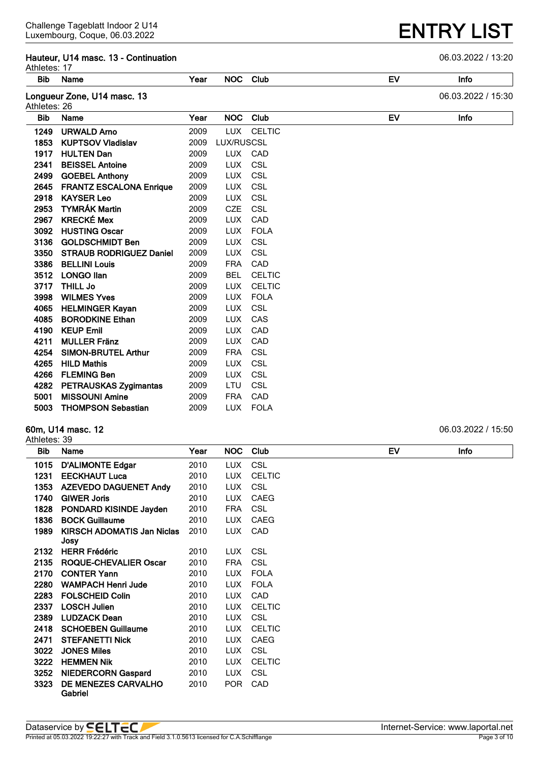Challenge Tageblatt Indoor 2 U14
Luxembourg, Coque, 06.03.2022

# ENTRY LIST

## Hauteur, U14 masc. 13 - Continuation

06.03.2022 / 13:20

Athletes: 17

| Bib | Name | Year | NOC | Club | EV | Info |
|---|---|---|---|---|---|---|

## Longueur Zone, U14 masc. 13

06.03.2022 / 15:30

Athletes: 26

| Bib | Name | Year | NOC | Club | EV | Info |
|---|---|---|---|---|---|---|
| 1249 | URWALD Arno | 2009 | LUX | CELTIC | | |
| 1853 | KUPTSOV Vladislav | 2009 | LUX/RUS | CSL | | |
| 1917 | HULTEN Dan | 2009 | LUX | CAD | | |
| 2341 | BEISSEL Antoine | 2009 | LUX | CSL | | |
| 2499 | GOEBEL Anthony | 2009 | LUX | CSL | | |
| 2645 | FRANTZ ESCALONA Enrique | 2009 | LUX | CSL | | |
| 2918 | KAYSER Leo | 2009 | LUX | CSL | | |
| 2953 | TYMRÁK Martin | 2009 | CZE | CSL | | |
| 2967 | KRECKÉ Mex | 2009 | LUX | CAD | | |
| 3092 | HUSTING Oscar | 2009 | LUX | FOLA | | |
| 3136 | GOLDSCHMIDT Ben | 2009 | LUX | CSL | | |
| 3350 | STRAUB RODRIGUEZ Daniel | 2009 | LUX | CSL | | |
| 3386 | BELLINI Louis | 2009 | FRA | CAD | | |
| 3512 | LONGO Ilan | 2009 | BEL | CELTIC | | |
| 3717 | THILL Jo | 2009 | LUX | CELTIC | | |
| 3998 | WILMES Yves | 2009 | LUX | FOLA | | |
| 4065 | HELMINGER Kayan | 2009 | LUX | CSL | | |
| 4085 | BORODKINE Ethan | 2009 | LUX | CAS | | |
| 4190 | KEUP Emil | 2009 | LUX | CAD | | |
| 4211 | MULLER Fränz | 2009 | LUX | CAD | | |
| 4254 | SIMON-BRUTEL Arthur | 2009 | FRA | CSL | | |
| 4265 | HILD Mathis | 2009 | LUX | CSL | | |
| 4266 | FLEMING Ben | 2009 | LUX | CSL | | |
| 4282 | PETRAUSKAS Zygimantas | 2009 | LTU | CSL | | |
| 5001 | MISSOUNI Amine | 2009 | FRA | CAD | | |
| 5003 | THOMPSON Sebastian | 2009 | LUX | FOLA | | |

## 60m, U14 masc. 12

06.03.2022 / 15:50

Athletes: 39

| Bib | Name | Year | NOC | Club | EV | Info |
|---|---|---|---|---|---|---|
| 1015 | D'ALIMONTE Edgar | 2010 | LUX | CSL | | |
| 1231 | EECKHAUT Luca | 2010 | LUX | CELTIC | | |
| 1353 | AZEVEDO DAGUENET Andy | 2010 | LUX | CSL | | |
| 1740 | GIWER Joris | 2010 | LUX | CAEG | | |
| 1828 | PONDARD KISINDE Jayden | 2010 | FRA | CSL | | |
| 1836 | BOCK Guillaume | 2010 | LUX | CAEG | | |
| 1989 | KIRSCH ADOMATIS Jan Niclas Josy | 2010 | LUX | CAD | | |
| 2132 | HERR Frédéric | 2010 | LUX | CSL | | |
| 2135 | ROQUE-CHEVALIER Oscar | 2010 | FRA | CSL | | |
| 2170 | CONTER Yann | 2010 | LUX | FOLA | | |
| 2280 | WAMPACH Henri Jude | 2010 | LUX | FOLA | | |
| 2283 | FOLSCHEID Colin | 2010 | LUX | CAD | | |
| 2337 | LOSCH Julien | 2010 | LUX | CELTIC | | |
| 2389 | LUDZACK Dean | 2010 | LUX | CSL | | |
| 2418 | SCHOEBEN Guillaume | 2010 | LUX | CELTIC | | |
| 2471 | STEFANETTI Nick | 2010 | LUX | CAEG | | |
| 3022 | JONES Miles | 2010 | LUX | CSL | | |
| 3222 | HEMMEN Nik | 2010 | LUX | CELTIC | | |
| 3252 | NIEDERCORN Gaspard | 2010 | LUX | CSL | | |
| 3323 | DE MENEZES CARVALHO Gabriel | 2010 | POR | CAD | | |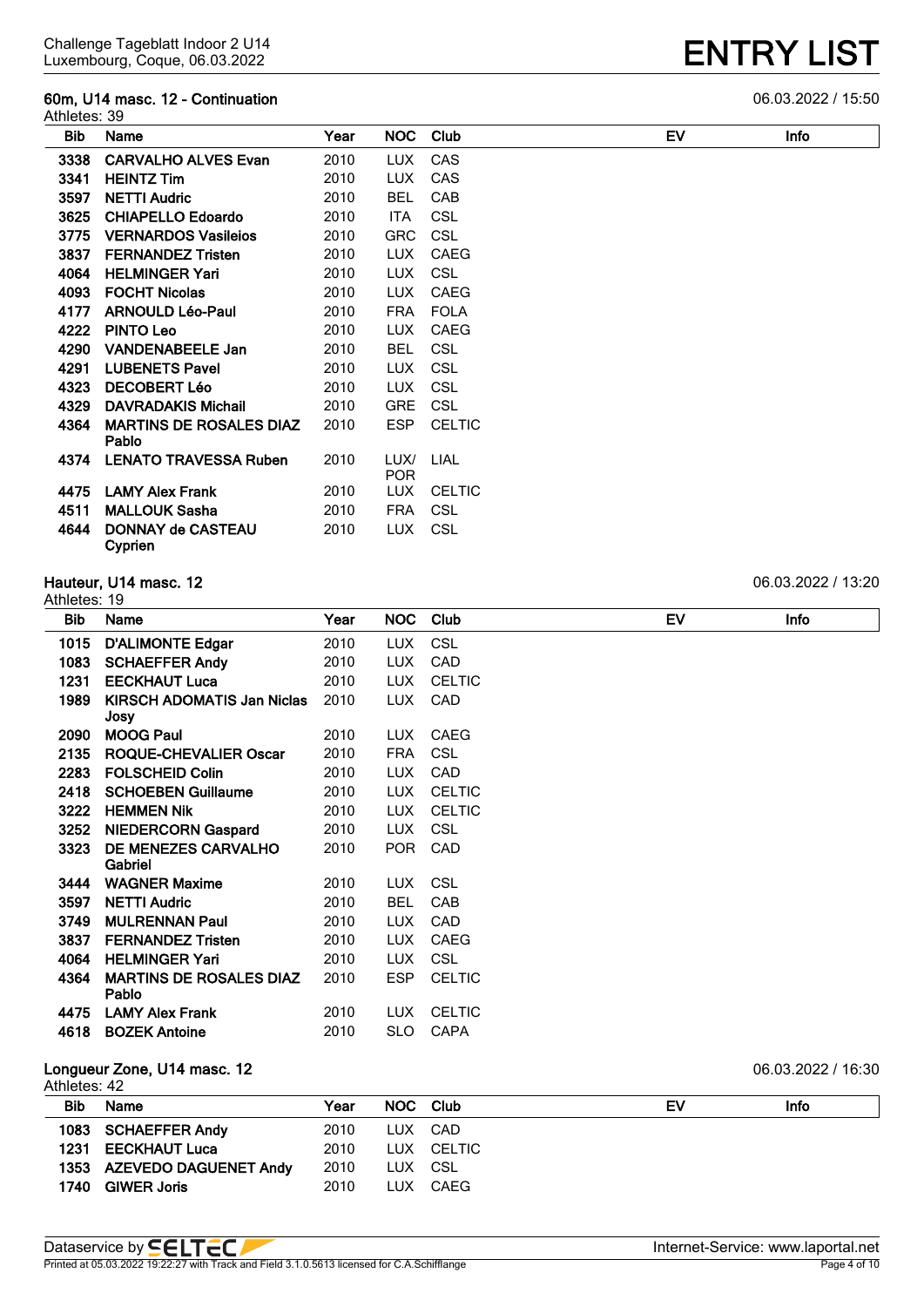Challenge Tageblatt Indoor 2 U14
Luxembourg, Coque, 06.03.2022

# ENTRY LIST

## 60m, U14 masc. 12 - Continuation

06.03.2022 / 15:50

Athletes: 39

| Bib | Name | Year | NOC | Club | EV | Info |
|---|---|---|---|---|---|---|
| 3338 | **CARVALHO ALVES Evan** | 2010 | LUX | CAS | | |
| 3341 | **HEINTZ Tim** | 2010 | LUX | CAS | | |
| 3597 | **NETTI Audric** | 2010 | BEL | CAB | | |
| 3625 | **CHIAPELLO Edoardo** | 2010 | ITA | CSL | | |
| 3775 | **VERNARDOS Vasileios** | 2010 | GRC | CSL | | |
| 3837 | **FERNANDEZ Tristen** | 2010 | LUX | CAEG | | |
| 4064 | **HELMINGER Yari** | 2010 | LUX | CSL | | |
| 4093 | **FOCHT Nicolas** | 2010 | LUX | CAEG | | |
| 4177 | **ARNOULD Léo-Paul** | 2010 | FRA | FOLA | | |
| 4222 | **PINTO Leo** | 2010 | LUX | CAEG | | |
| 4290 | **VANDENABEELE Jan** | 2010 | BEL | CSL | | |
| 4291 | **LUBENETS Pavel** | 2010 | LUX | CSL | | |
| 4323 | **DECOBERT Léo** | 2010 | LUX | CSL | | |
| 4329 | **DAVRADAKIS Michail** | 2010 | GRE | CSL | | |
| 4364 | **MARTINS DE ROSALES DIAZ Pablo** | 2010 | ESP | CELTIC | | |
| 4374 | **LENATO TRAVESSA Ruben** | 2010 | LUX/POR | LIAL | | |
| 4475 | **LAMY Alex Frank** | 2010 | LUX | CELTIC | | |
| 4511 | **MALLOUK Sasha** | 2010 | FRA | CSL | | |
| 4644 | **DONNAY de CASTEAU Cyprien** | 2010 | LUX | CSL | | |

## Hauteur, U14 masc. 12

06.03.2022 / 13:20

Athletes: 19

| Bib | Name | Year | NOC | Club | EV | Info |
|---|---|---|---|---|---|---|
| 1015 | **D'ALIMONTE Edgar** | 2010 | LUX | CSL | | |
| 1083 | **SCHAEFFER Andy** | 2010 | LUX | CAD | | |
| 1231 | **EECKHAUT Luca** | 2010 | LUX | CELTIC | | |
| 1989 | **KIRSCH ADOMATIS Jan Niclas Josy** | 2010 | LUX | CAD | | |
| 2090 | **MOOG Paul** | 2010 | LUX | CAEG | | |
| 2135 | **ROQUE-CHEVALIER Oscar** | 2010 | FRA | CSL | | |
| 2283 | **FOLSCHEID Colin** | 2010 | LUX | CAD | | |
| 2418 | **SCHOEBEN Guillaume** | 2010 | LUX | CELTIC | | |
| 3222 | **HEMMEN Nik** | 2010 | LUX | CELTIC | | |
| 3252 | **NIEDERCORN Gaspard** | 2010 | LUX | CSL | | |
| 3323 | **DE MENEZES CARVALHO Gabriel** | 2010 | POR | CAD | | |
| 3444 | **WAGNER Maxime** | 2010 | LUX | CSL | | |
| 3597 | **NETTI Audric** | 2010 | BEL | CAB | | |
| 3749 | **MULRENNAN Paul** | 2010 | LUX | CAD | | |
| 3837 | **FERNANDEZ Tristen** | 2010 | LUX | CAEG | | |
| 4064 | **HELMINGER Yari** | 2010 | LUX | CSL | | |
| 4364 | **MARTINS DE ROSALES DIAZ Pablo** | 2010 | ESP | CELTIC | | |
| 4475 | **LAMY Alex Frank** | 2010 | LUX | CELTIC | | |
| 4618 | **BOZEK Antoine** | 2010 | SLO | CAPA | | |

## Longueur Zone, U14 masc. 12

06.03.2022 / 16:30

Athletes: 42

| Bib | Name | Year | NOC | Club | EV | Info |
|---|---|---|---|---|---|---|
| 1083 | **SCHAEFFER Andy** | 2010 | LUX | CAD | | |
| 1231 | **EECKHAUT Luca** | 2010 | LUX | CELTIC | | |
| 1353 | **AZEVEDO DAGUENET Andy** | 2010 | LUX | CSL | | |
| 1740 | **GIWER Joris** | 2010 | LUX | CAEG | | |

Dataservice by SELTEC — Internet-Service: www.laportal.net

Printed at 05.03.2022 19:22:27 with Track and Field 3.1.0.5613 licensed for C.A.Schifflange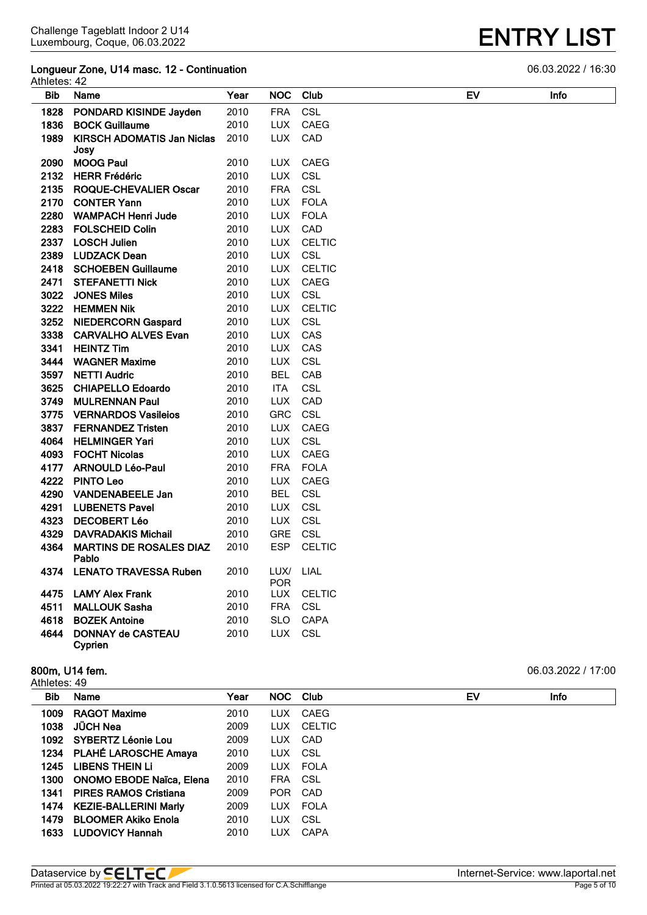Challenge Tageblatt Indoor 2 U14
Luxembourg, Coque, 06.03.2022

# ENTRY LIST

## Longueur Zone, U14 masc. 12 - Continuation

06.03.2022 / 16:30

Athletes: 42

| Bib | Name | Year | NOC | Club | EV | Info |
|---|---|---|---|---|---|---|
| 1828 | PONDARD KISINDE Jayden | 2010 | FRA | CSL | | |
| 1836 | BOCK Guillaume | 2010 | LUX | CAEG | | |
| 1989 | KIRSCH ADOMATIS Jan Niclas Josy | 2010 | LUX | CAD | | |
| 2090 | MOOG Paul | 2010 | LUX | CAEG | | |
| 2132 | HERR Frédéric | 2010 | LUX | CSL | | |
| 2135 | ROQUE-CHEVALIER Oscar | 2010 | FRA | CSL | | |
| 2170 | CONTER Yann | 2010 | LUX | FOLA | | |
| 2280 | WAMPACH Henri Jude | 2010 | LUX | FOLA | | |
| 2283 | FOLSCHEID Colin | 2010 | LUX | CAD | | |
| 2337 | LOSCH Julien | 2010 | LUX | CELTIC | | |
| 2389 | LUDZACK Dean | 2010 | LUX | CSL | | |
| 2418 | SCHOEBEN Guillaume | 2010 | LUX | CELTIC | | |
| 2471 | STEFANETTI Nick | 2010 | LUX | CAEG | | |
| 3022 | JONES Miles | 2010 | LUX | CSL | | |
| 3222 | HEMMEN Nik | 2010 | LUX | CELTIC | | |
| 3252 | NIEDERCORN Gaspard | 2010 | LUX | CSL | | |
| 3338 | CARVALHO ALVES Evan | 2010 | LUX | CAS | | |
| 3341 | HEINTZ Tim | 2010 | LUX | CAS | | |
| 3444 | WAGNER Maxime | 2010 | LUX | CSL | | |
| 3597 | NETTI Audric | 2010 | BEL | CAB | | |
| 3625 | CHIAPELLO Edoardo | 2010 | ITA | CSL | | |
| 3749 | MULRENNAN Paul | 2010 | LUX | CAD | | |
| 3775 | VERNARDOS Vasileios | 2010 | GRC | CSL | | |
| 3837 | FERNANDEZ Tristen | 2010 | LUX | CAEG | | |
| 4064 | HELMINGER Yari | 2010 | LUX | CSL | | |
| 4093 | FOCHT Nicolas | 2010 | LUX | CAEG | | |
| 4177 | ARNOULD Léo-Paul | 2010 | FRA | FOLA | | |
| 4222 | PINTO Leo | 2010 | LUX | CAEG | | |
| 4290 | VANDENABEELE Jan | 2010 | BEL | CSL | | |
| 4291 | LUBENETS Pavel | 2010 | LUX | CSL | | |
| 4323 | DECOBERT Léo | 2010 | LUX | CSL | | |
| 4329 | DAVRADAKIS Michail | 2010 | GRE | CSL | | |
| 4364 | MARTINS DE ROSALES DIAZ Pablo | 2010 | ESP | CELTIC | | |
| 4374 | LENATO TRAVESSA Ruben | 2010 | LUX/POR | LIAL | | |
| 4475 | LAMY Alex Frank | 2010 | LUX | CELTIC | | |
| 4511 | MALLOUK Sasha | 2010 | FRA | CSL | | |
| 4618 | BOZEK Antoine | 2010 | SLO | CAPA | | |
| 4644 | DONNAY de CASTEAU Cyprien | 2010 | LUX | CSL | | |

## 800m, U14 fem.

06.03.2022 / 17:00

Athletes: 49

| Bib | Name | Year | NOC | Club | EV | Info |
|---|---|---|---|---|---|---|
| 1009 | RAGOT Maxime | 2010 | LUX | CAEG | | |
| 1038 | JÜCH Nea | 2009 | LUX | CELTIC | | |
| 1092 | SYBERTZ Léonie Lou | 2009 | LUX | CAD | | |
| 1234 | PLAHÉ LAROSCHE Amaya | 2010 | LUX | CSL | | |
| 1245 | LIBENS THEIN Li | 2009 | LUX | FOLA | | |
| 1300 | ONOMO EBODE Naïca, Elena | 2010 | FRA | CSL | | |
| 1341 | PIRES RAMOS Cristiana | 2009 | POR | CAD | | |
| 1474 | KEZIE-BALLERINI Marly | 2009 | LUX | FOLA | | |
| 1479 | BLOOMER Akiko Enola | 2010 | LUX | CSL | | |
| 1633 | LUDOVICY Hannah | 2010 | LUX | CAPA | | |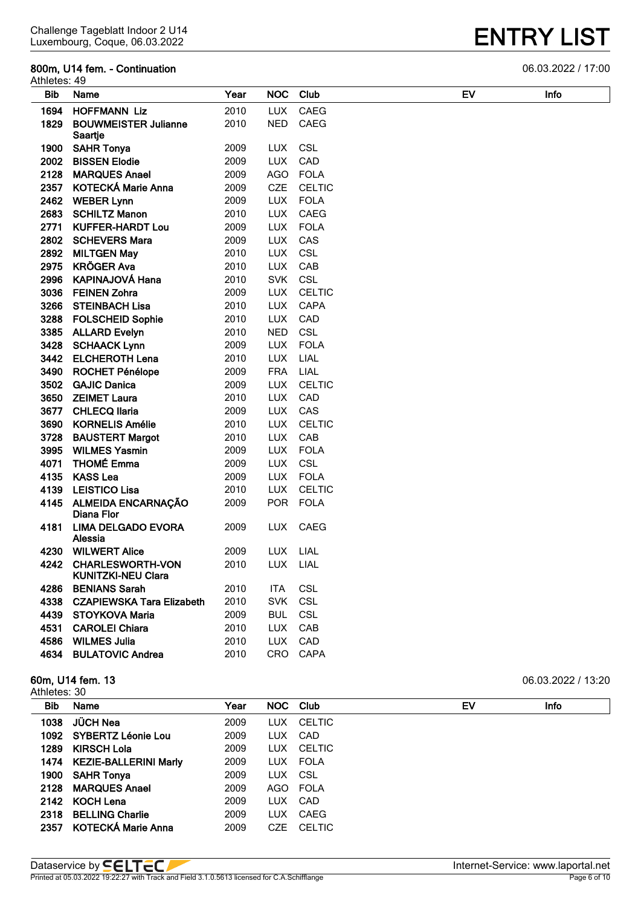# ENTRY LIST

## 800m, U14 fem. - Continuation

06.03.2022 / 17:00

Athletes: 49

| Bib | Name | Year | NOC | Club | EV | Info |
|---|---|---|---|---|---|---|
| 1694 | **HOFFMANN Liz** | 2010 | LUX | CAEG | | |
| 1829 | **BOUWMEISTER Julianne Saartje** | 2010 | NED | CAEG | | |
| 1900 | **SAHR Tonya** | 2009 | LUX | CSL | | |
| 2002 | **BISSEN Elodie** | 2009 | LUX | CAD | | |
| 2128 | **MARQUES Anael** | 2009 | AGO | FOLA | | |
| 2357 | **KOTECKÁ Marie Anna** | 2009 | CZE | CELTIC | | |
| 2462 | **WEBER Lynn** | 2009 | LUX | FOLA | | |
| 2683 | **SCHILTZ Manon** | 2010 | LUX | CAEG | | |
| 2771 | **KUFFER-HARDT Lou** | 2009 | LUX | FOLA | | |
| 2802 | **SCHEVERS Mara** | 2009 | LUX | CAS | | |
| 2892 | **MILTGEN May** | 2010 | LUX | CSL | | |
| 2975 | **KRÖGER Ava** | 2010 | LUX | CAB | | |
| 2996 | **KAPINAJOVÁ Hana** | 2010 | SVK | CSL | | |
| 3036 | **FEINEN Zohra** | 2009 | LUX | CELTIC | | |
| 3266 | **STEINBACH Lisa** | 2010 | LUX | CAPA | | |
| 3288 | **FOLSCHEID Sophie** | 2010 | LUX | CAD | | |
| 3385 | **ALLARD Evelyn** | 2010 | NED | CSL | | |
| 3428 | **SCHAACK Lynn** | 2009 | LUX | FOLA | | |
| 3442 | **ELCHEROTH Lena** | 2010 | LUX | LIAL | | |
| 3490 | **ROCHET Pénélope** | 2009 | FRA | LIAL | | |
| 3502 | **GAJIC Danica** | 2009 | LUX | CELTIC | | |
| 3650 | **ZEIMET Laura** | 2010 | LUX | CAD | | |
| 3677 | **CHLECQ Ilaria** | 2009 | LUX | CAS | | |
| 3690 | **KORNELIS Amélie** | 2010 | LUX | CELTIC | | |
| 3728 | **BAUSTERT Margot** | 2010 | LUX | CAB | | |
| 3995 | **WILMES Yasmin** | 2009 | LUX | FOLA | | |
| 4071 | **THOMÉ Emma** | 2009 | LUX | CSL | | |
| 4135 | **KASS Lea** | 2009 | LUX | FOLA | | |
| 4139 | **LEISTICO Lisa** | 2010 | LUX | CELTIC | | |
| 4145 | **ALMEIDA ENCARNAÇÃO Diana Flor** | 2009 | POR | FOLA | | |
| 4181 | **LIMA DELGADO EVORA Alessia** | 2009 | LUX | CAEG | | |
| 4230 | **WILWERT Alice** | 2009 | LUX | LIAL | | |
| 4242 | **CHARLESWORTH-VON KUNITZKI-NEU Clara** | 2010 | LUX | LIAL | | |
| 4286 | **BENIANS Sarah** | 2010 | ITA | CSL | | |
| 4338 | **CZAPIEWSKA Tara Elizabeth** | 2010 | SVK | CSL | | |
| 4439 | **STOYKOVA Maria** | 2009 | BUL | CSL | | |
| 4531 | **CAROLEI Chiara** | 2010 | LUX | CAB | | |
| 4586 | **WILMES Julia** | 2010 | LUX | CAD | | |
| 4634 | **BULATOVIC Andrea** | 2010 | CRO | CAPA | | |

## 60m, U14 fem. 13

06.03.2022 / 13:20

Athletes: 30

| Bib | Name | Year | NOC | Club | EV | Info |
|---|---|---|---|---|---|---|
| 1038 | **JÜCH Nea** | 2009 | LUX | CELTIC | | |
| 1092 | **SYBERTZ Léonie Lou** | 2009 | LUX | CAD | | |
| 1289 | **KIRSCH Lola** | 2009 | LUX | CELTIC | | |
| 1474 | **KEZIE-BALLERINI Marly** | 2009 | LUX | FOLA | | |
| 1900 | **SAHR Tonya** | 2009 | LUX | CSL | | |
| 2128 | **MARQUES Anael** | 2009 | AGO | FOLA | | |
| 2142 | **KOCH Lena** | 2009 | LUX | CAD | | |
| 2318 | **BELLING Charlie** | 2009 | LUX | CAEG | | |
| 2357 | **KOTECKÁ Marie Anna** | 2009 | CZE | CELTIC | | |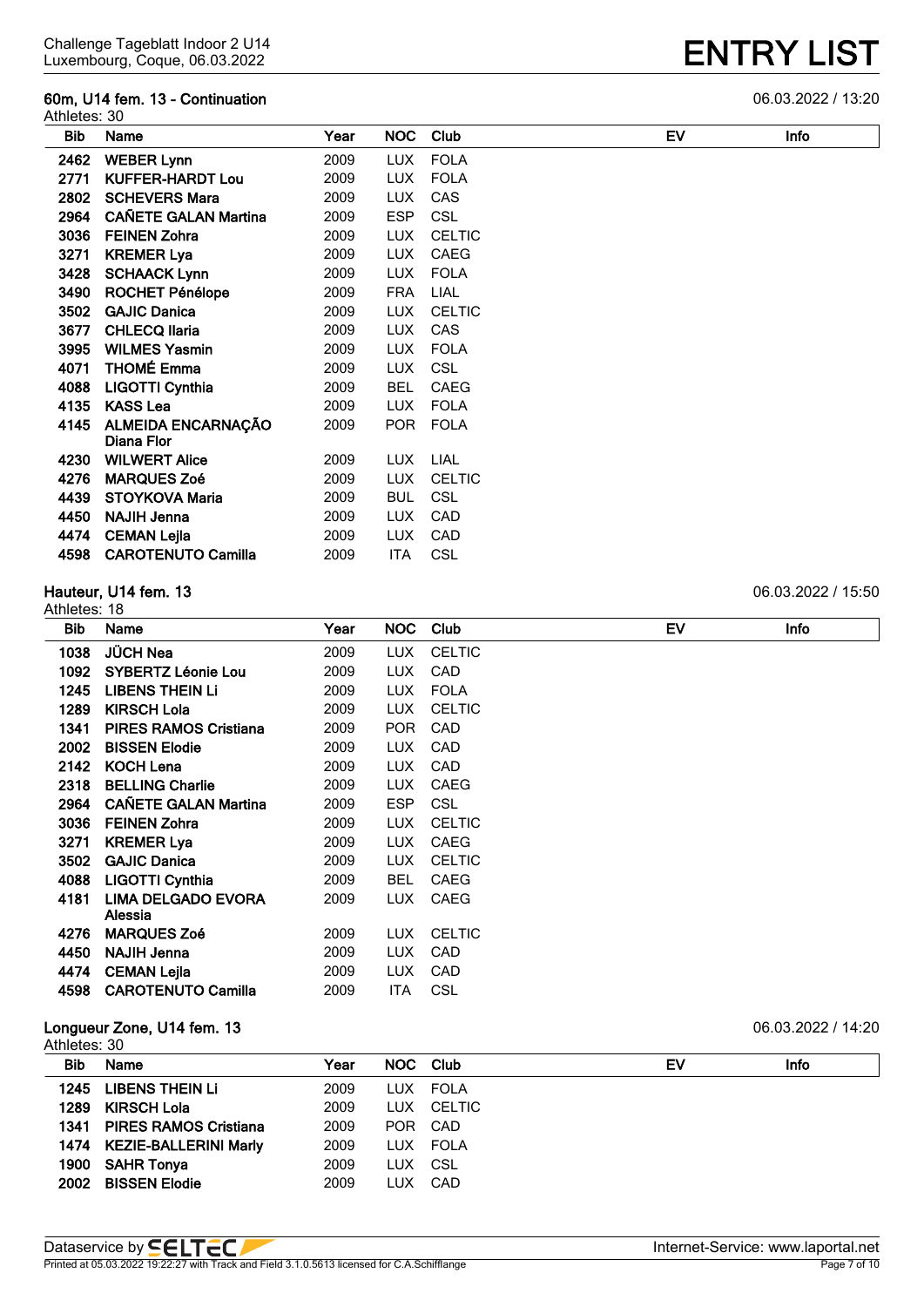Challenge Tageblatt Indoor 2 U14
Luxembourg, Coque, 06.03.2022

# ENTRY LIST

## 60m, U14 fem. 13 - Continuation

06.03.2022 / 13:20

Athletes: 30

| Bib | Name | Year | NOC | Club | EV | Info |
|---|---|---|---|---|---|---|
| 2462 | WEBER Lynn | 2009 | LUX | FOLA | | |
| 2771 | KUFFER-HARDT Lou | 2009 | LUX | FOLA | | |
| 2802 | SCHEVERS Mara | 2009 | LUX | CAS | | |
| 2964 | CAÑETE GALAN Martina | 2009 | ESP | CSL | | |
| 3036 | FEINEN Zohra | 2009 | LUX | CELTIC | | |
| 3271 | KREMER Lya | 2009 | LUX | CAEG | | |
| 3428 | SCHAACK Lynn | 2009 | LUX | FOLA | | |
| 3490 | ROCHET Pénélope | 2009 | FRA | LIAL | | |
| 3502 | GAJIC Danica | 2009 | LUX | CELTIC | | |
| 3677 | CHLECQ Ilaria | 2009 | LUX | CAS | | |
| 3995 | WILMES Yasmin | 2009 | LUX | FOLA | | |
| 4071 | THOMÉ Emma | 2009 | LUX | CSL | | |
| 4088 | LIGOTTI Cynthia | 2009 | BEL | CAEG | | |
| 4135 | KASS Lea | 2009 | LUX | FOLA | | |
| 4145 | ALMEIDA ENCARNAÇÃO Diana Flor | 2009 | POR | FOLA | | |
| 4230 | WILWERT Alice | 2009 | LUX | LIAL | | |
| 4276 | MARQUES Zoé | 2009 | LUX | CELTIC | | |
| 4439 | STOYKOVA Maria | 2009 | BUL | CSL | | |
| 4450 | NAJIH Jenna | 2009 | LUX | CAD | | |
| 4474 | CEMAN Lejla | 2009 | LUX | CAD | | |
| 4598 | CAROTENUTO Camilla | 2009 | ITA | CSL | | |

## Hauteur, U14 fem. 13

06.03.2022 / 15:50

Athletes: 18

| Bib | Name | Year | NOC | Club | EV | Info |
|---|---|---|---|---|---|---|
| 1038 | JÜCH Nea | 2009 | LUX | CELTIC | | |
| 1092 | SYBERTZ Léonie Lou | 2009 | LUX | CAD | | |
| 1245 | LIBENS THEIN Li | 2009 | LUX | FOLA | | |
| 1289 | KIRSCH Lola | 2009 | LUX | CELTIC | | |
| 1341 | PIRES RAMOS Cristiana | 2009 | POR | CAD | | |
| 2002 | BISSEN Elodie | 2009 | LUX | CAD | | |
| 2142 | KOCH Lena | 2009 | LUX | CAD | | |
| 2318 | BELLING Charlie | 2009 | LUX | CAEG | | |
| 2964 | CAÑETE GALAN Martina | 2009 | ESP | CSL | | |
| 3036 | FEINEN Zohra | 2009 | LUX | CELTIC | | |
| 3271 | KREMER Lya | 2009 | LUX | CAEG | | |
| 3502 | GAJIC Danica | 2009 | LUX | CELTIC | | |
| 4088 | LIGOTTI Cynthia | 2009 | BEL | CAEG | | |
| 4181 | LIMA DELGADO EVORA Alessia | 2009 | LUX | CAEG | | |
| 4276 | MARQUES Zoé | 2009 | LUX | CELTIC | | |
| 4450 | NAJIH Jenna | 2009 | LUX | CAD | | |
| 4474 | CEMAN Lejla | 2009 | LUX | CAD | | |
| 4598 | CAROTENUTO Camilla | 2009 | ITA | CSL | | |

## Longueur Zone, U14 fem. 13

06.03.2022 / 14:20

Athletes: 30

| Bib | Name | Year | NOC | Club | EV | Info |
|---|---|---|---|---|---|---|
| 1245 | LIBENS THEIN Li | 2009 | LUX | FOLA | | |
| 1289 | KIRSCH Lola | 2009 | LUX | CELTIC | | |
| 1341 | PIRES RAMOS Cristiana | 2009 | POR | CAD | | |
| 1474 | KEZIE-BALLERINI Marly | 2009 | LUX | FOLA | | |
| 1900 | SAHR Tonya | 2009 | LUX | CSL | | |
| 2002 | BISSEN Elodie | 2009 | LUX | CAD | | |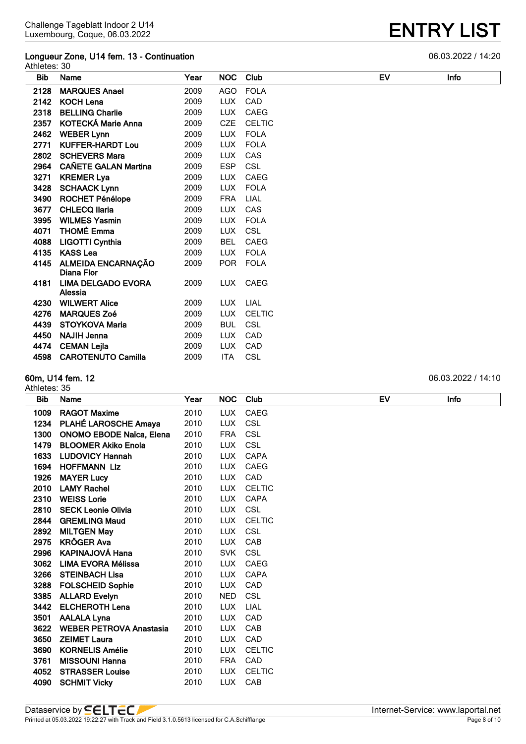Challenge Tageblatt Indoor 2 U14
Luxembourg, Coque, 06.03.2022

# ENTRY LIST

## Longueur Zone, U14 fem. 13 - Continuation

06.03.2022 / 14:20

Athletes: 30

| Bib | Name | Year | NOC | Club | EV | Info |
|---|---|---|---|---|---|---|
| 2128 | **MARQUES Anael** | 2009 | AGO | FOLA | | |
| 2142 | **KOCH Lena** | 2009 | LUX | CAD | | |
| 2318 | **BELLING Charlie** | 2009 | LUX | CAEG | | |
| 2357 | **KOTECKÁ Marie Anna** | 2009 | CZE | CELTIC | | |
| 2462 | **WEBER Lynn** | 2009 | LUX | FOLA | | |
| 2771 | **KUFFER-HARDT Lou** | 2009 | LUX | FOLA | | |
| 2802 | **SCHEVERS Mara** | 2009 | LUX | CAS | | |
| 2964 | **CAÑETE GALAN Martina** | 2009 | ESP | CSL | | |
| 3271 | **KREMER Lya** | 2009 | LUX | CAEG | | |
| 3428 | **SCHAACK Lynn** | 2009 | LUX | FOLA | | |
| 3490 | **ROCHET Pénélope** | 2009 | FRA | LIAL | | |
| 3677 | **CHLECQ Ilaria** | 2009 | LUX | CAS | | |
| 3995 | **WILMES Yasmin** | 2009 | LUX | FOLA | | |
| 4071 | **THOMÉ Emma** | 2009 | LUX | CSL | | |
| 4088 | **LIGOTTI Cynthia** | 2009 | BEL | CAEG | | |
| 4135 | **KASS Lea** | 2009 | LUX | FOLA | | |
| 4145 | **ALMEIDA ENCARNAÇÃO Diana Flor** | 2009 | POR | FOLA | | |
| 4181 | **LIMA DELGADO EVORA Alessia** | 2009 | LUX | CAEG | | |
| 4230 | **WILWERT Alice** | 2009 | LUX | LIAL | | |
| 4276 | **MARQUES Zoé** | 2009 | LUX | CELTIC | | |
| 4439 | **STOYKOVA Maria** | 2009 | BUL | CSL | | |
| 4450 | **NAJIH Jenna** | 2009 | LUX | CAD | | |
| 4474 | **CEMAN Lejla** | 2009 | LUX | CAD | | |
| 4598 | **CAROTENUTO Camilla** | 2009 | ITA | CSL | | |

## 60m, U14 fem. 12

06.03.2022 / 14:10

Athletes: 35

| Bib | Name | Year | NOC | Club | EV | Info |
|---|---|---|---|---|---|---|
| 1009 | **RAGOT Maxime** | 2010 | LUX | CAEG | | |
| 1234 | **PLAHÉ LAROSCHE Amaya** | 2010 | LUX | CSL | | |
| 1300 | **ONOMO EBODE Naïca, Elena** | 2010 | FRA | CSL | | |
| 1479 | **BLOOMER Akiko Enola** | 2010 | LUX | CSL | | |
| 1633 | **LUDOVICY Hannah** | 2010 | LUX | CAPA | | |
| 1694 | **HOFFMANN Liz** | 2010 | LUX | CAEG | | |
| 1926 | **MAYER Lucy** | 2010 | LUX | CAD | | |
| 2010 | **LAMY Rachel** | 2010 | LUX | CELTIC | | |
| 2310 | **WEISS Lorie** | 2010 | LUX | CAPA | | |
| 2810 | **SECK Leonie Olivia** | 2010 | LUX | CSL | | |
| 2844 | **GREMLING Maud** | 2010 | LUX | CELTIC | | |
| 2892 | **MILTGEN May** | 2010 | LUX | CSL | | |
| 2975 | **KRÖGER Ava** | 2010 | LUX | CAB | | |
| 2996 | **KAPINAJOVÁ Hana** | 2010 | SVK | CSL | | |
| 3062 | **LIMA EVORA Mélissa** | 2010 | LUX | CAEG | | |
| 3266 | **STEINBACH Lisa** | 2010 | LUX | CAPA | | |
| 3288 | **FOLSCHEID Sophie** | 2010 | LUX | CAD | | |
| 3385 | **ALLARD Evelyn** | 2010 | NED | CSL | | |
| 3442 | **ELCHEROTH Lena** | 2010 | LUX | LIAL | | |
| 3501 | **AALALA Lyna** | 2010 | LUX | CAD | | |
| 3622 | **WEBER PETROVA Anastasia** | 2010 | LUX | CAB | | |
| 3650 | **ZEIMET Laura** | 2010 | LUX | CAD | | |
| 3690 | **KORNELIS Amélie** | 2010 | LUX | CELTIC | | |
| 3761 | **MISSOUNI Hanna** | 2010 | FRA | CAD | | |
| 4052 | **STRASSER Louise** | 2010 | LUX | CELTIC | | |
| 4090 | **SCHMIT Vicky** | 2010 | LUX | CAB | | |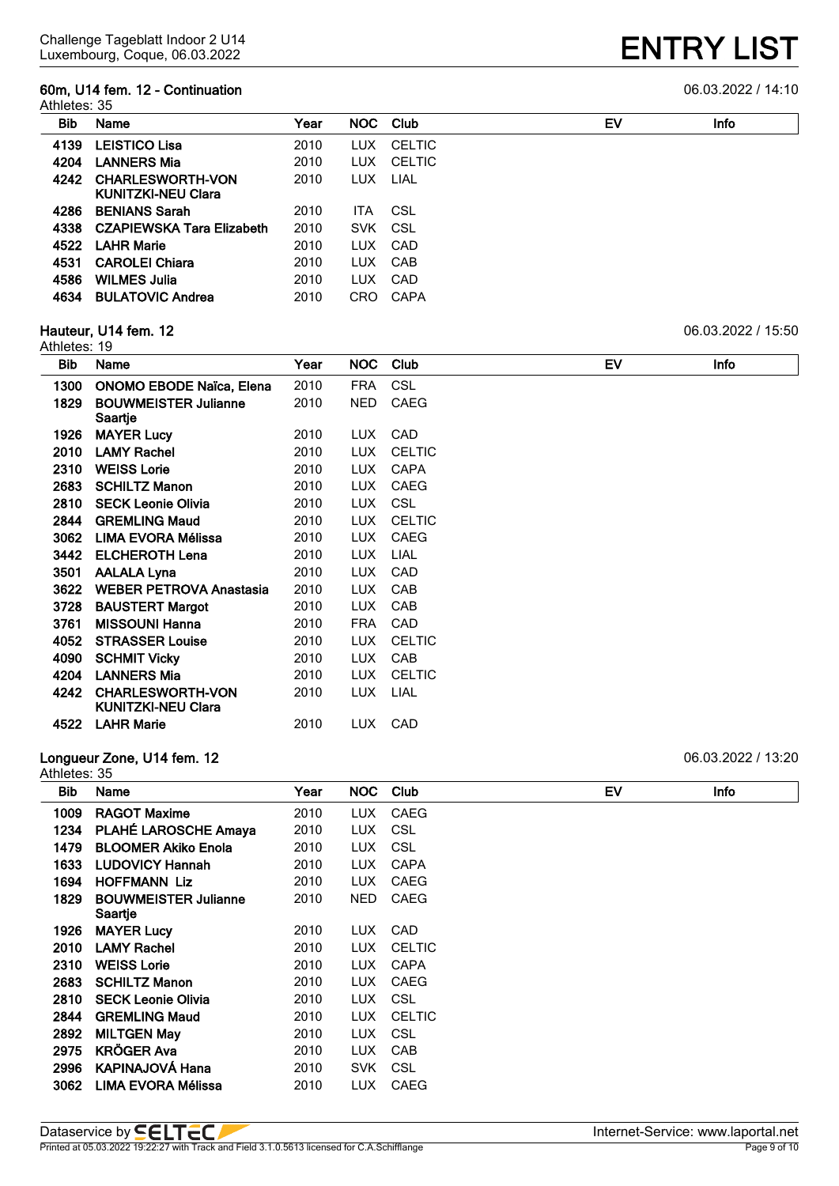Challenge Tageblatt Indoor 2 U14
Luxembourg, Coque, 06.03.2022

# ENTRY LIST

## 60m, U14 fem. 12 - Continuation

06.03.2022 / 14:10

Athletes: 35

| Bib | Name | Year | NOC | Club | EV | Info |
|---|---|---|---|---|---|---|
| 4139 | LEISTICO Lisa | 2010 | LUX | CELTIC | | |
| 4204 | LANNERS Mia | 2010 | LUX | CELTIC | | |
| 4242 | CHARLESWORTH-VON KUNITZKI-NEU Clara | 2010 | LUX | LIAL | | |
| 4286 | BENIANS Sarah | 2010 | ITA | CSL | | |
| 4338 | CZAPIEWSKA Tara Elizabeth | 2010 | SVK | CSL | | |
| 4522 | LAHR Marie | 2010 | LUX | CAD | | |
| 4531 | CAROLEI Chiara | 2010 | LUX | CAB | | |
| 4586 | WILMES Julia | 2010 | LUX | CAD | | |
| 4634 | BULATOVIC Andrea | 2010 | CRO | CAPA | | |

## Hauteur, U14 fem. 12

06.03.2022 / 15:50

Athletes: 19

| Bib | Name | Year | NOC | Club | EV | Info |
|---|---|---|---|---|---|---|
| 1300 | ONOMO EBODE Naïca, Elena | 2010 | FRA | CSL | | |
| 1829 | BOUWMEISTER Julianne Saartje | 2010 | NED | CAEG | | |
| 1926 | MAYER Lucy | 2010 | LUX | CAD | | |
| 2010 | LAMY Rachel | 2010 | LUX | CELTIC | | |
| 2310 | WEISS Lorie | 2010 | LUX | CAPA | | |
| 2683 | SCHILTZ Manon | 2010 | LUX | CAEG | | |
| 2810 | SECK Leonie Olivia | 2010 | LUX | CSL | | |
| 2844 | GREMLING Maud | 2010 | LUX | CELTIC | | |
| 3062 | LIMA EVORA Mélissa | 2010 | LUX | CAEG | | |
| 3442 | ELCHEROTH Lena | 2010 | LUX | LIAL | | |
| 3501 | AALALA Lyna | 2010 | LUX | CAD | | |
| 3622 | WEBER PETROVA Anastasia | 2010 | LUX | CAB | | |
| 3728 | BAUSTERT Margot | 2010 | LUX | CAB | | |
| 3761 | MISSOUNI Hanna | 2010 | FRA | CAD | | |
| 4052 | STRASSER Louise | 2010 | LUX | CELTIC | | |
| 4090 | SCHMIT Vicky | 2010 | LUX | CAB | | |
| 4204 | LANNERS Mia | 2010 | LUX | CELTIC | | |
| 4242 | CHARLESWORTH-VON KUNITZKI-NEU Clara | 2010 | LUX | LIAL | | |
| 4522 | LAHR Marie | 2010 | LUX | CAD | | |

## Longueur Zone, U14 fem. 12

06.03.2022 / 13:20

Athletes: 35

| Bib | Name | Year | NOC | Club | EV | Info |
|---|---|---|---|---|---|---|
| 1009 | RAGOT Maxime | 2010 | LUX | CAEG | | |
| 1234 | PLAHÉ LAROSCHE Amaya | 2010 | LUX | CSL | | |
| 1479 | BLOOMER Akiko Enola | 2010 | LUX | CSL | | |
| 1633 | LUDOVICY Hannah | 2010 | LUX | CAPA | | |
| 1694 | HOFFMANN Liz | 2010 | LUX | CAEG | | |
| 1829 | BOUWMEISTER Julianne Saartje | 2010 | NED | CAEG | | |
| 1926 | MAYER Lucy | 2010 | LUX | CAD | | |
| 2010 | LAMY Rachel | 2010 | LUX | CELTIC | | |
| 2310 | WEISS Lorie | 2010 | LUX | CAPA | | |
| 2683 | SCHILTZ Manon | 2010 | LUX | CAEG | | |
| 2810 | SECK Leonie Olivia | 2010 | LUX | CSL | | |
| 2844 | GREMLING Maud | 2010 | LUX | CELTIC | | |
| 2892 | MILTGEN May | 2010 | LUX | CSL | | |
| 2975 | KRÖGER Ava | 2010 | LUX | CAB | | |
| 2996 | KAPINAJOVÁ Hana | 2010 | SVK | CSL | | |
| 3062 | LIMA EVORA Mélissa | 2010 | LUX | CAEG | | |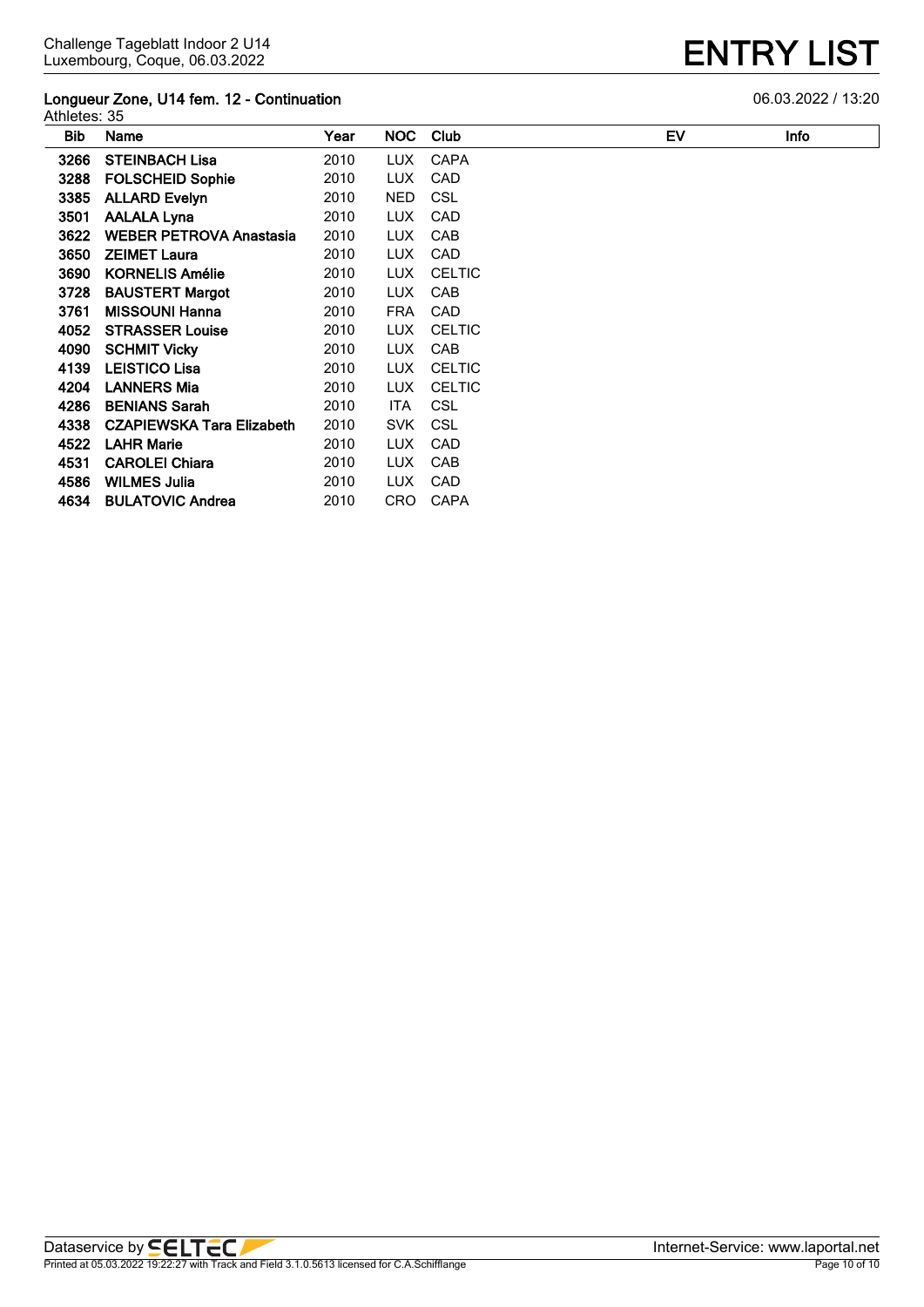Challenge Tageblatt Indoor 2 U14
Luxembourg, Coque, 06.03.2022

# ENTRY LIST

**Longueur Zone, U14 fem. 12 - Continuation** 06.03.2022 / 13:20

Athletes: 35

| Bib | Name | Year | NOC | Club | EV | Info |
|---|---|---|---|---|---|---|
| **3266** | **STEINBACH Lisa** | 2010 | LUX | CAPA | | |
| **3288** | **FOLSCHEID Sophie** | 2010 | LUX | CAD | | |
| **3385** | **ALLARD Evelyn** | 2010 | NED | CSL | | |
| **3501** | **AALALA Lyna** | 2010 | LUX | CAD | | |
| **3622** | **WEBER PETROVA Anastasia** | 2010 | LUX | CAB | | |
| **3650** | **ZEIMET Laura** | 2010 | LUX | CAD | | |
| **3690** | **KORNELIS Amélie** | 2010 | LUX | CELTIC | | |
| **3728** | **BAUSTERT Margot** | 2010 | LUX | CAB | | |
| **3761** | **MISSOUNI Hanna** | 2010 | FRA | CAD | | |
| **4052** | **STRASSER Louise** | 2010 | LUX | CELTIC | | |
| **4090** | **SCHMIT Vicky** | 2010 | LUX | CAB | | |
| **4139** | **LEISTICO Lisa** | 2010 | LUX | CELTIC | | |
| **4204** | **LANNERS Mia** | 2010 | LUX | CELTIC | | |
| **4286** | **BENIANS Sarah** | 2010 | ITA | CSL | | |
| **4338** | **CZAPIEWSKA Tara Elizabeth** | 2010 | SVK | CSL | | |
| **4522** | **LAHR Marie** | 2010 | LUX | CAD | | |
| **4531** | **CAROLEI Chiara** | 2010 | LUX | CAB | | |
| **4586** | **WILMES Julia** | 2010 | LUX | CAD | | |
| **4634** | **BULATOVIC Andrea** | 2010 | CRO | CAPA | | |

Dataservice by SELTEC — Internet-Service: www.laportal.net

Printed at 05.03.2022 19:22:27 with Track and Field 3.1.0.5613 licensed for C.A.Schifflange